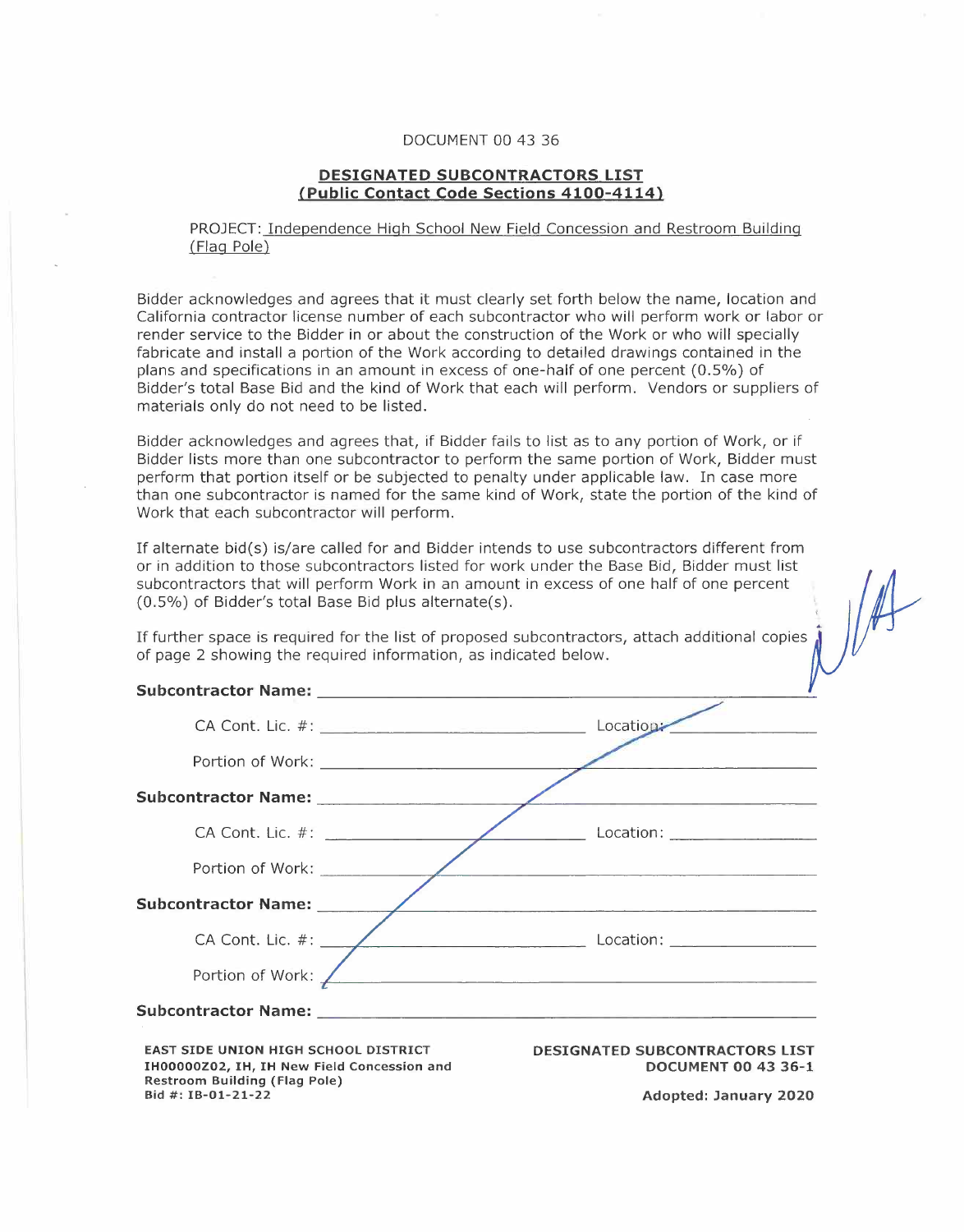DOCUMENT 00 43 36

## DESIGNATED SUBCONTRACTORS LIST
## (Public Contact Code Sections 4100-4114)

PROJECT: Independence High School New Field Concession and Restroom Building (Flag Pole)

Bidder acknowledges and agrees that it must clearly set forth below the name, location and California contractor license number of each subcontractor who will perform work or labor or render service to the Bidder in or about the construction of the Work or who will specially fabricate and install a portion of the Work according to detailed drawings contained in the plans and specifications in an amount in excess of one-half of one percent (0.5%) of Bidder's total Base Bid and the kind of Work that each will perform. Vendors or suppliers of materials only do not need to be listed.

Bidder acknowledges and agrees that, if Bidder fails to list as to any portion of Work, or if Bidder lists more than one subcontractor to perform the same portion of Work, Bidder must perform that portion itself or be subjected to penalty under applicable law. In case more than one subcontractor is named for the same kind of Work, state the portion of the kind of Work that each subcontractor will perform.

If alternate bid(s) is/are called for and Bidder intends to use subcontractors different from or in addition to those subcontractors listed for work under the Base Bid, Bidder must list subcontractors that will perform Work in an amount in excess of one half of one percent (0.5%) of Bidder's total Base Bid plus alternate(s).

If further space is required for the list of proposed subcontractors, attach additional copies of page 2 showing the required information, as indicated below.

**Subcontractor Name:** ______________________________

CA Cont. Lic. #: ______________________ Location: ______________

Portion of Work: ______________________________

**Subcontractor Name:** ______________________________

CA Cont. Lic. #: ______________________ Location: ______________

Portion of Work: ______________________________

**Subcontractor Name:** ______________________________

CA Cont. Lic. #: ______________________ Location: ______________

Portion of Work: ______________________________

**Subcontractor Name:** ______________________________

EAST SIDE UNION HIGH SCHOOL DISTRICT
IH00000Z02, IH, IH New Field Concession and Restroom Building (Flag Pole)
Bid #: IB-01-21-22

DESIGNATED SUBCONTRACTORS LIST
DOCUMENT 00 43 36-1

Adopted: January 2020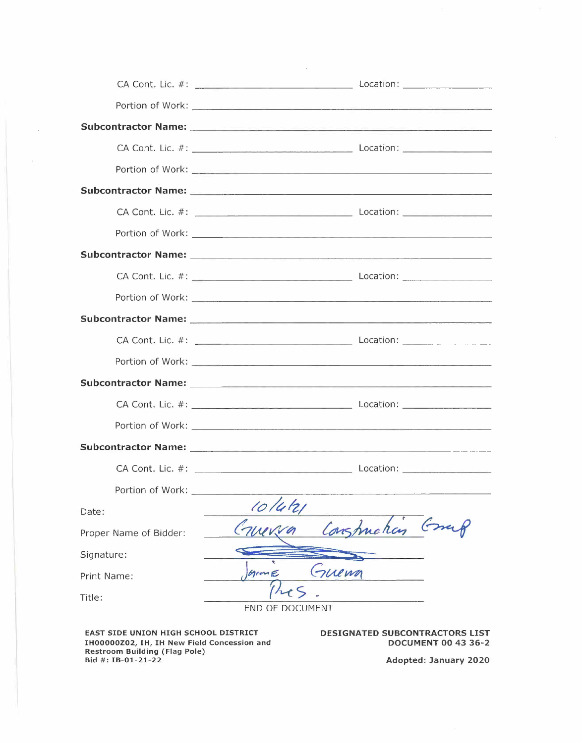CA Cont. Lic. #: ______________________ Location: ______________

Portion of Work: ______________________________________________

**Subcontractor Name:** ______________________________________________

CA Cont. Lic. #: ______________________ Location: ______________

Portion of Work: ______________________________________________

**Subcontractor Name:** ______________________________________________

CA Cont. Lic. #: ______________________ Location: ______________

Portion of Work: ______________________________________________

**Subcontractor Name:** ______________________________________________

CA Cont. Lic. #: ______________________ Location: ______________

Portion of Work: ______________________________________________

**Subcontractor Name:** ______________________________________________

CA Cont. Lic. #: ______________________ Location: ______________

Portion of Work: ______________________________________________

**Subcontractor Name:** ______________________________________________

CA Cont. Lic. #: ______________________ Location: ______________

Portion of Work: ______________________________________________

**Subcontractor Name:** ______________________________________________

CA Cont. Lic. #: ______________________ Location: ______________

Portion of Work: ______________________________________________

Date: 10/6/21

Proper Name of Bidder: Guevara Construction Group

Signature: [signature]

Print Name: Jaime Guevara

Title: Pres.

END OF DOCUMENT

**EAST SIDE UNION HIGH SCHOOL DISTRICT**
**IH00000Z02, IH, IH New Field Concession and Restroom Building (Flag Pole)**
**Bid #: IB-01-21-22**

**DESIGNATED SUBCONTRACTORS LIST**
**DOCUMENT 00 43 36-2**

**Adopted: January 2020**